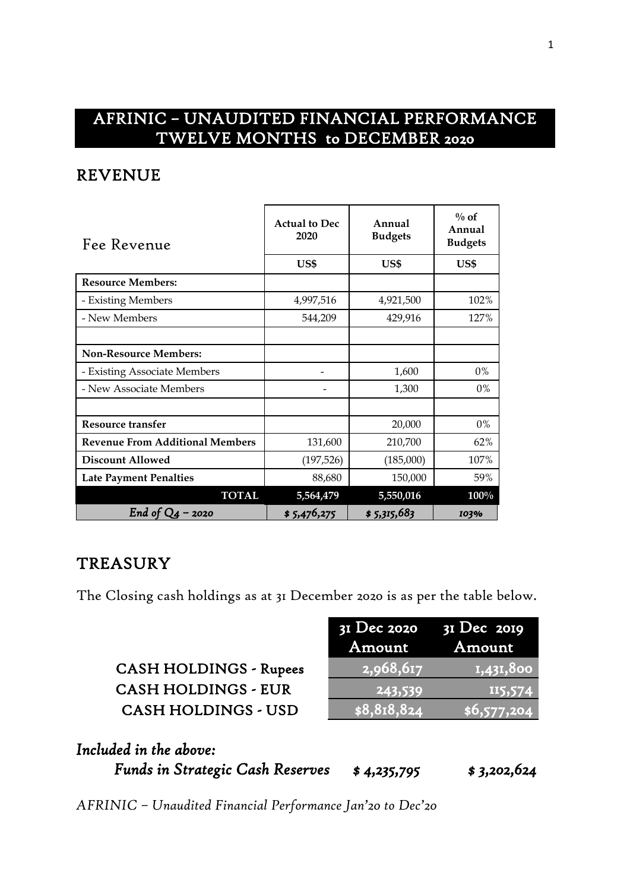# AFRINIC – UNAUDITED FINANCIAL PERFORMANCE TWELVE MONTHS to DECEMBER 2020

## REVENUE

| Fee Revenue | Actual to Dec 2020 | Annual Budgets | % of Annual Budgets |
|---|---|---|---|
| | US$ | US$ | US$ |
| **Resource Members:** | | | |
| - Existing Members | 4,997,516 | 4,921,500 | 102% |
| - New Members | 544,209 | 429,916 | 127% |
| | | | |
| **Non-Resource Members:** | | | |
| - Existing Associate Members | - | 1,600 | 0% |
| - New Associate Members | - | 1,300 | 0% |
| | | | |
| **Resource transfer** | | 20,000 | 0% |
| **Revenue From Additional Members** | 131,600 | 210,700 | 62% |
| **Discount Allowed** | (197,526) | (185,000) | 107% |
| **Late Payment Penalties** | 88,680 | 150,000 | 59% |
| **TOTAL** | **5,564,479** | **5,550,016** | **100%** |
| *End of Q4 – 2020* | *$ 5,476,275* | *$ 5,315,683* | *103%* |

## TREASURY

The Closing cash holdings as at 31 December 2020 is as per the table below.

| | 31 Dec 2020 Amount | 31 Dec 2019 Amount |
|---|---|---|
| CASH HOLDINGS - Rupees | 2,968,617 | 1,431,800 |
| CASH HOLDINGS - EUR | 243,539 | 115,574 |
| CASH HOLDINGS - USD | $8,818,824 | $6,577,204 |

*Included in the above:*

| | | |
|---|---|---|
| *Funds in Strategic Cash Reserves* | *$ 4,235,795* | *$ 3,202,624* |

*AFRINIC – Unaudited Financial Performance Jan'20 to Dec'20*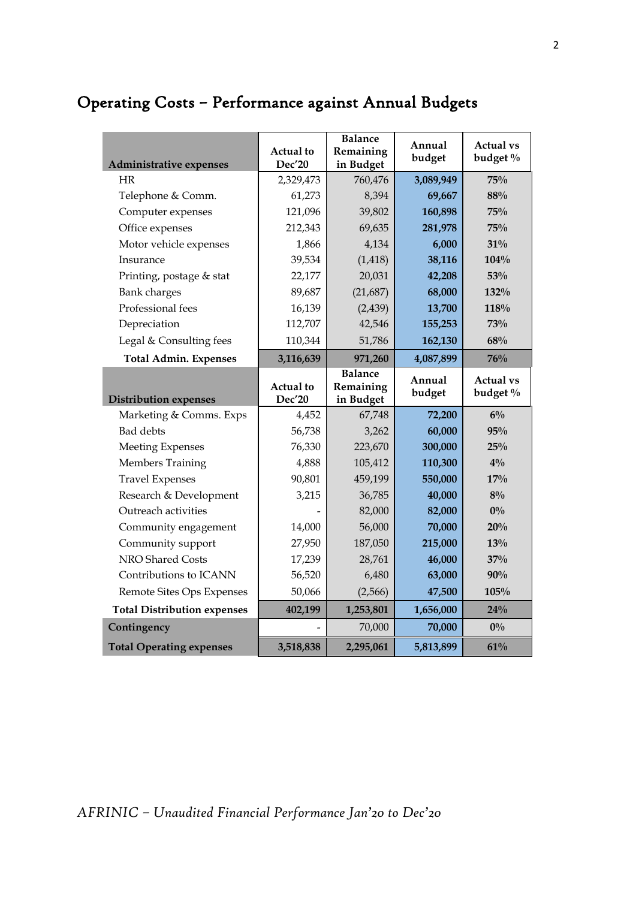# Operating Costs – Performance against Annual Budgets

| Administrative expenses | Actual to Dec'20 | Balance Remaining in Budget | Annual budget | Actual vs budget % |
|---|---|---|---|---|
| HR | 2,329,473 | 760,476 | **3,089,949** | **75%** |
| Telephone & Comm. | 61,273 | 8,394 | **69,667** | **88%** |
| Computer expenses | 121,096 | 39,802 | **160,898** | **75%** |
| Office expenses | 212,343 | 69,635 | **281,978** | **75%** |
| Motor vehicle expenses | 1,866 | 4,134 | **6,000** | **31%** |
| Insurance | 39,534 | (1,418) | **38,116** | **104%** |
| Printing, postage & stat | 22,177 | 20,031 | **42,208** | **53%** |
| Bank charges | 89,687 | (21,687) | **68,000** | **132%** |
| Professional fees | 16,139 | (2,439) | **13,700** | **118%** |
| Depreciation | 112,707 | 42,546 | **155,253** | **73%** |
| Legal & Consulting fees | 110,344 | 51,786 | **162,130** | **68%** |
| **Total Admin. Expenses** | **3,116,639** | **971,260** | **4,087,899** | **76%** |
| **Distribution expenses** | **Actual to Dec'20** | **Balance Remaining in Budget** | **Annual budget** | **Actual vs budget %** |
| Marketing & Comms. Exps | 4,452 | 67,748 | **72,200** | **6%** |
| Bad debts | 56,738 | 3,262 | **60,000** | **95%** |
| Meeting Expenses | 76,330 | 223,670 | **300,000** | **25%** |
| Members Training | 4,888 | 105,412 | **110,300** | **4%** |
| Travel Expenses | 90,801 | 459,199 | **550,000** | **17%** |
| Research & Development | 3,215 | 36,785 | **40,000** | **8%** |
| Outreach activities | - | 82,000 | **82,000** | **0%** |
| Community engagement | 14,000 | 56,000 | **70,000** | **20%** |
| Community support | 27,950 | 187,050 | **215,000** | **13%** |
| NRO Shared Costs | 17,239 | 28,761 | **46,000** | **37%** |
| Contributions to ICANN | 56,520 | 6,480 | **63,000** | **90%** |
| Remote Sites Ops Expenses | 50,066 | (2,566) | **47,500** | **105%** |
| **Total Distribution expenses** | **402,199** | **1,253,801** | **1,656,000** | **24%** |
| **Contingency** | - | 70,000 | **70,000** | **0%** |
| **Total Operating expenses** | **3,518,838** | **2,295,061** | **5,813,899** | **61%** |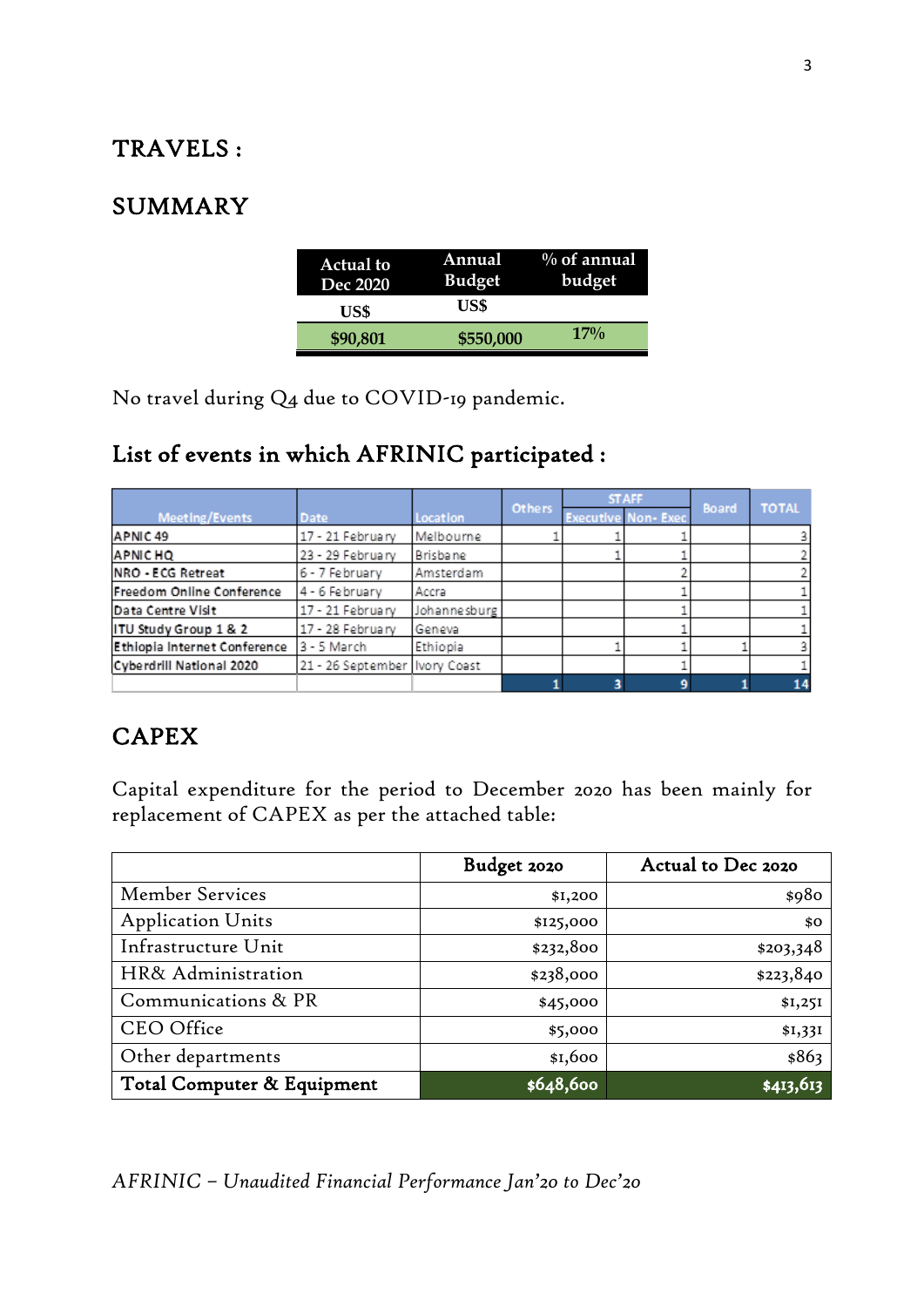# TRAVELS :

## SUMMARY

| Actual to Dec 2020 | Annual Budget | % of annual budget |
|---|---|---|
| US$ | US$ | |
| $90,801 | $550,000 | 17% |

No travel during Q4 due to COVID-19 pandemic.

## List of events in which AFRINIC participated :

| Meeting/Events | Date | Location | Others | STAFF | | Board | TOTAL |
|---|---|---|---|---|---|---|---|
| | | | | Executive | Non- Exec | | |
| APNIC 49 | 17 - 21 February | Melbourne | 1 | 1 | 1 | | 3 |
| APNIC HQ | 23 - 29 February | Brisbane | | 1 | 1 | | 2 |
| NRO - ECG Retreat | 6 - 7 February | Amsterdam | | | 2 | | 2 |
| Freedom Online Conference | 4 - 6 February | Accra | | | 1 | | 1 |
| Data Centre Visit | 17 - 21 February | Johannesburg | | | 1 | | 1 |
| ITU Study Group 1 & 2 | 17 - 28 February | Geneva | | | 1 | | 1 |
| Ethiopia Internet Conference | 3 - 5 March | Ethiopia | | 1 | 1 | 1 | 3 |
| Cyberdrill National 2020 | 21 - 26 September | Ivory Coast | | | 1 | | 1 |
| | | | 1 | 3 | 9 | 1 | 14 |

## CAPEX

Capital expenditure for the period to December 2020 has been mainly for replacement of CAPEX as per the attached table:

| | Budget 2020 | Actual to Dec 2020 |
|---|---|---|
| Member Services | $1,200 | $980 |
| Application Units | $125,000 | $0 |
| Infrastructure Unit | $232,800 | $203,348 |
| HR& Administration | $238,000 | $223,840 |
| Communications & PR | $45,000 | $1,251 |
| CEO Office | $5,000 | $1,331 |
| Other departments | $1,600 | $863 |
| **Total Computer & Equipment** | **$648,600** | **$413,613** |